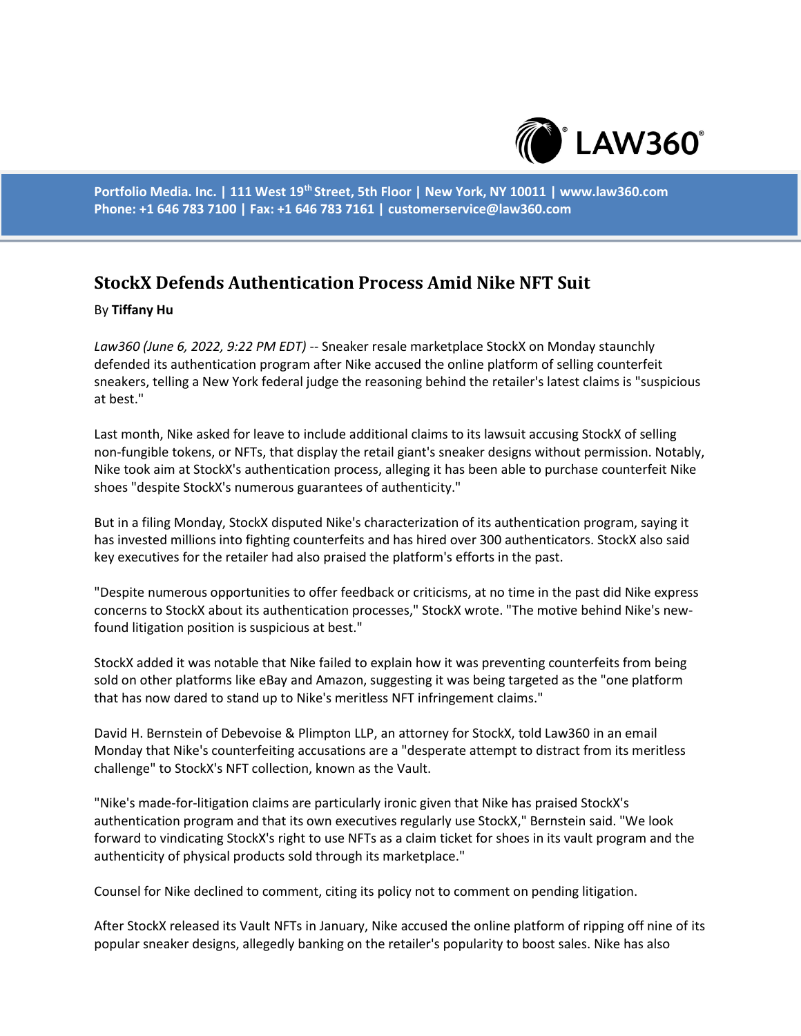Portfolio Media. Inc. | 111 West 19th Street, 5th Floor | New York, NY 10011 | www.law360.com
Phone: +1 646 783 7100 | Fax: +1 646 783 7161 | customerservice@law360.com

# StockX Defends Authentication Process Amid Nike NFT Suit

By **Tiffany Hu**

*Law360 (June 6, 2022, 9:22 PM EDT)* -- Sneaker resale marketplace StockX on Monday staunchly defended its authentication program after Nike accused the online platform of selling counterfeit sneakers, telling a New York federal judge the reasoning behind the retailer's latest claims is "suspicious at best."

Last month, Nike asked for leave to include additional claims to its lawsuit accusing StockX of selling non-fungible tokens, or NFTs, that display the retail giant's sneaker designs without permission. Notably, Nike took aim at StockX's authentication process, alleging it has been able to purchase counterfeit Nike shoes "despite StockX's numerous guarantees of authenticity."

But in a filing Monday, StockX disputed Nike's characterization of its authentication program, saying it has invested millions into fighting counterfeits and has hired over 300 authenticators. StockX also said key executives for the retailer had also praised the platform's efforts in the past.

"Despite numerous opportunities to offer feedback or criticisms, at no time in the past did Nike express concerns to StockX about its authentication processes," StockX wrote. "The motive behind Nike's new-found litigation position is suspicious at best."

StockX added it was notable that Nike failed to explain how it was preventing counterfeits from being sold on other platforms like eBay and Amazon, suggesting it was being targeted as the "one platform that has now dared to stand up to Nike's meritless NFT infringement claims."

David H. Bernstein of Debevoise & Plimpton LLP, an attorney for StockX, told Law360 in an email Monday that Nike's counterfeiting accusations are a "desperate attempt to distract from its meritless challenge" to StockX's NFT collection, known as the Vault.

"Nike's made-for-litigation claims are particularly ironic given that Nike has praised StockX's authentication program and that its own executives regularly use StockX," Bernstein said. "We look forward to vindicating StockX's right to use NFTs as a claim ticket for shoes in its vault program and the authenticity of physical products sold through its marketplace."

Counsel for Nike declined to comment, citing its policy not to comment on pending litigation.

After StockX released its Vault NFTs in January, Nike accused the online platform of ripping off nine of its popular sneaker designs, allegedly banking on the retailer's popularity to boost sales. Nike has also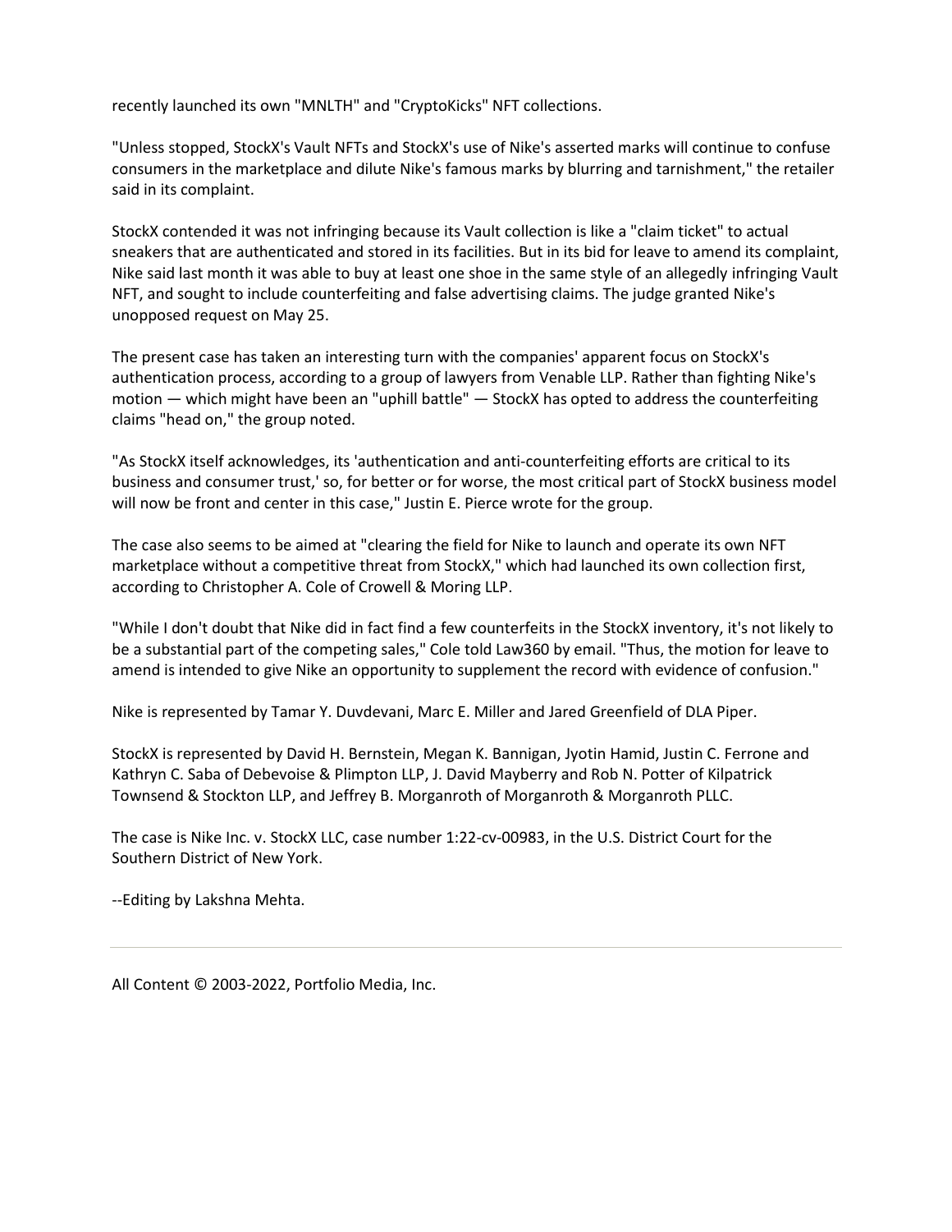recently launched its own "MNLTH" and "CryptoKicks" NFT collections.

"Unless stopped, StockX's Vault NFTs and StockX's use of Nike's asserted marks will continue to confuse consumers in the marketplace and dilute Nike's famous marks by blurring and tarnishment," the retailer said in its complaint.

StockX contended it was not infringing because its Vault collection is like a "claim ticket" to actual sneakers that are authenticated and stored in its facilities. But in its bid for leave to amend its complaint, Nike said last month it was able to buy at least one shoe in the same style of an allegedly infringing Vault NFT, and sought to include counterfeiting and false advertising claims. The judge granted Nike's unopposed request on May 25.

The present case has taken an interesting turn with the companies' apparent focus on StockX's authentication process, according to a group of lawyers from Venable LLP. Rather than fighting Nike's motion — which might have been an "uphill battle" — StockX has opted to address the counterfeiting claims "head on," the group noted.

"As StockX itself acknowledges, its 'authentication and anti-counterfeiting efforts are critical to its business and consumer trust,' so, for better or for worse, the most critical part of StockX business model will now be front and center in this case," Justin E. Pierce wrote for the group.

The case also seems to be aimed at "clearing the field for Nike to launch and operate its own NFT marketplace without a competitive threat from StockX," which had launched its own collection first, according to Christopher A. Cole of Crowell & Moring LLP.

"While I don't doubt that Nike did in fact find a few counterfeits in the StockX inventory, it's not likely to be a substantial part of the competing sales," Cole told Law360 by email. "Thus, the motion for leave to amend is intended to give Nike an opportunity to supplement the record with evidence of confusion."

Nike is represented by Tamar Y. Duvdevani, Marc E. Miller and Jared Greenfield of DLA Piper.

StockX is represented by David H. Bernstein, Megan K. Bannigan, Jyotin Hamid, Justin C. Ferrone and Kathryn C. Saba of Debevoise & Plimpton LLP, J. David Mayberry and Rob N. Potter of Kilpatrick Townsend & Stockton LLP, and Jeffrey B. Morganroth of Morganroth & Morganroth PLLC.

The case is Nike Inc. v. StockX LLC, case number 1:22-cv-00983, in the U.S. District Court for the Southern District of New York.

--Editing by Lakshna Mehta.

---

All Content © 2003-2022, Portfolio Media, Inc.